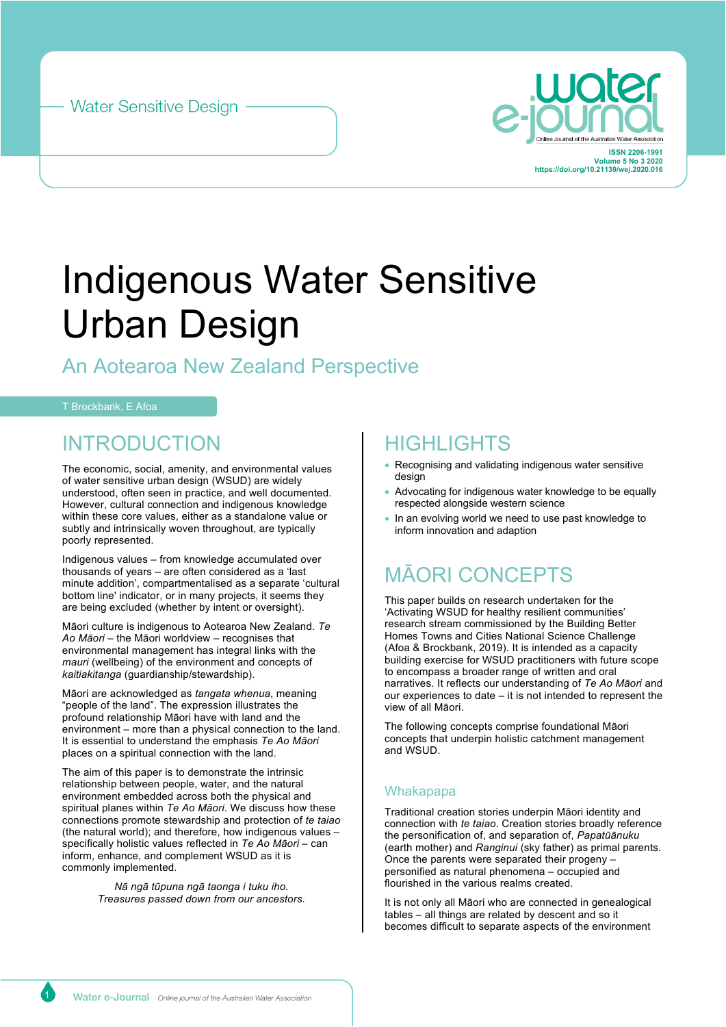Water Sensitive Design

# Indigenous Water Sensitive Urban Design

## An Aotearoa New Zealand Perspective

T Brockbank, E Afoa

## INTRODUCTION

The economic, social, amenity, and environmental values of water sensitive urban design (WSUD) are widely understood, often seen in practice, and well documented. However, cultural connection and indigenous knowledge within these core values, either as a standalone value or subtly and intrinsically woven throughout, are typically poorly represented.

Indigenous values – from knowledge accumulated over thousands of years – are often considered as a 'last minute addition', compartmentalised as a separate 'cultural bottom line' indicator, or in many projects, it seems they are being excluded (whether by intent or oversight).

Māori culture is indigenous to Aotearoa New Zealand. *Te Ao Māori* – the Māori worldview – recognises that environmental management has integral links with the *mauri* (wellbeing) of the environment and concepts of *kaitiakitanga* (guardianship/stewardship).

Māori are acknowledged as *tangata whenua*, meaning "people of the land". The expression illustrates the profound relationship Māori have with land and the environment – more than a physical connection to the land. It is essential to understand the emphasis *Te Ao Māori* places on a spiritual connection with the land.

The aim of this paper is to demonstrate the intrinsic relationship between people, water, and the natural environment embedded across both the physical and spiritual planes within *Te Ao Māori*. We discuss how these connections promote stewardship and protection of *te taiao* (the natural world); and therefore, how indigenous values – specifically holistic values reflected in *Te Ao Māori* – can inform, enhance, and complement WSUD as it is commonly implemented.

*Nā ngā tūpuna ngā taonga i tuku iho.*
*Treasures passed down from our ancestors.*

## HIGHLIGHTS

- Recognising and validating indigenous water sensitive design
- Advocating for indigenous water knowledge to be equally respected alongside western science
- In an evolving world we need to use past knowledge to inform innovation and adaption

## MĀORI CONCEPTS

This paper builds on research undertaken for the 'Activating WSUD for healthy resilient communities' research stream commissioned by the Building Better Homes Towns and Cities National Science Challenge (Afoa & Brockbank, 2019). It is intended as a capacity building exercise for WSUD practitioners with future scope to encompass a broader range of written and oral narratives. It reflects our understanding of *Te Ao Māori* and our experiences to date – it is not intended to represent the view of all Māori.

The following concepts comprise foundational Māori concepts that underpin holistic catchment management and WSUD.

### Whakapapa

Traditional creation stories underpin Māori identity and connection with *te taiao*. Creation stories broadly reference the personification of, and separation of, *Papatūānuku* (earth mother) and *Ranginui* (sky father) as primal parents. Once the parents were separated their progeny – personified as natural phenomena – occupied and flourished in the various realms created.

It is not only all Māori who are connected in genealogical tables – all things are related by descent and so it becomes difficult to separate aspects of the environment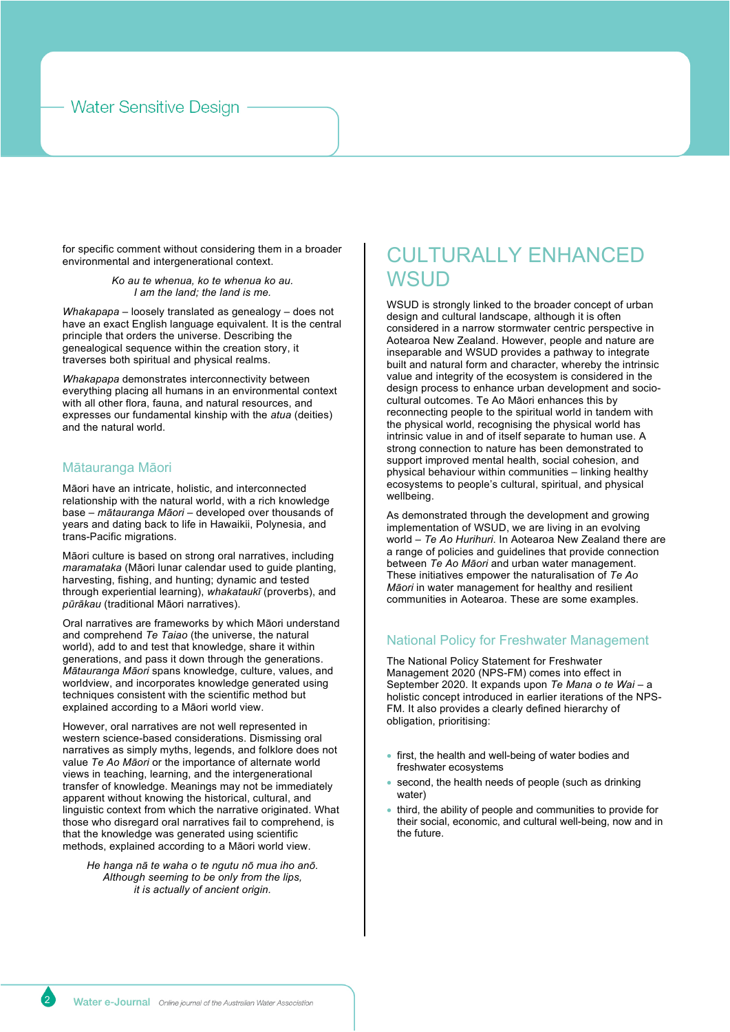for specific comment without considering them in a broader environmental and intergenerational context.

*Ko au te whenua, ko te whenua ko au.*
*I am the land; the land is me.*

*Whakapapa* – loosely translated as genealogy – does not have an exact English language equivalent. It is the central principle that orders the universe. Describing the genealogical sequence within the creation story, it traverses both spiritual and physical realms.

*Whakapapa* demonstrates interconnectivity between everything placing all humans in an environmental context with all other flora, fauna, and natural resources, and expresses our fundamental kinship with the *atua* (deities) and the natural world.

### Mātauranga Māori

Māori have an intricate, holistic, and interconnected relationship with the natural world, with a rich knowledge base – *mātauranga Māori* – developed over thousands of years and dating back to life in Hawaikii, Polynesia, and trans-Pacific migrations.

Māori culture is based on strong oral narratives, including *maramataka* (Māori lunar calendar used to guide planting, harvesting, fishing, and hunting; dynamic and tested through experiential learning), *whakataukī* (proverbs), and *pūrākau* (traditional Māori narratives).

Oral narratives are frameworks by which Māori understand and comprehend *Te Taiao* (the universe, the natural world), add to and test that knowledge, share it within generations, and pass it down through the generations. *Mātauranga Māori* spans knowledge, culture, values, and worldview, and incorporates knowledge generated using techniques consistent with the scientific method but explained according to a Māori world view.

However, oral narratives are not well represented in western science-based considerations. Dismissing oral narratives as simply myths, legends, and folklore does not value *Te Ao Māori* or the importance of alternate world views in teaching, learning, and the intergenerational transfer of knowledge. Meanings may not be immediately apparent without knowing the historical, cultural, and linguistic context from which the narrative originated. What those who disregard oral narratives fail to comprehend, is that the knowledge was generated using scientific methods, explained according to a Māori world view.

*He hanga nā te waha o te ngutu nō mua iho anō.*
*Although seeming to be only from the lips,*
*it is actually of ancient origin.*

## CULTURALLY ENHANCED WSUD

WSUD is strongly linked to the broader concept of urban design and cultural landscape, although it is often considered in a narrow stormwater centric perspective in Aotearoa New Zealand. However, people and nature are inseparable and WSUD provides a pathway to integrate built and natural form and character, whereby the intrinsic value and integrity of the ecosystem is considered in the design process to enhance urban development and socio-cultural outcomes. Te Ao Māori enhances this by reconnecting people to the spiritual world in tandem with the physical world, recognising the physical world has intrinsic value in and of itself separate to human use. A strong connection to nature has been demonstrated to support improved mental health, social cohesion, and physical behaviour within communities – linking healthy ecosystems to people's cultural, spiritual, and physical wellbeing.

As demonstrated through the development and growing implementation of WSUD, we are living in an evolving world – *Te Ao Hurihuri*. In Aotearoa New Zealand there are a range of policies and guidelines that provide connection between *Te Ao Māori* and urban water management. These initiatives empower the naturalisation of *Te Ao Māori* in water management for healthy and resilient communities in Aotearoa. These are some examples.

### National Policy for Freshwater Management

The National Policy Statement for Freshwater Management 2020 (NPS-FM) comes into effect in September 2020. It expands upon *Te Mana o te Wai* – a holistic concept introduced in earlier iterations of the NPS-FM. It also provides a clearly defined hierarchy of obligation, prioritising:

- first, the health and well-being of water bodies and freshwater ecosystems
- second, the health needs of people (such as drinking water)
- third, the ability of people and communities to provide for their social, economic, and cultural well-being, now and in the future.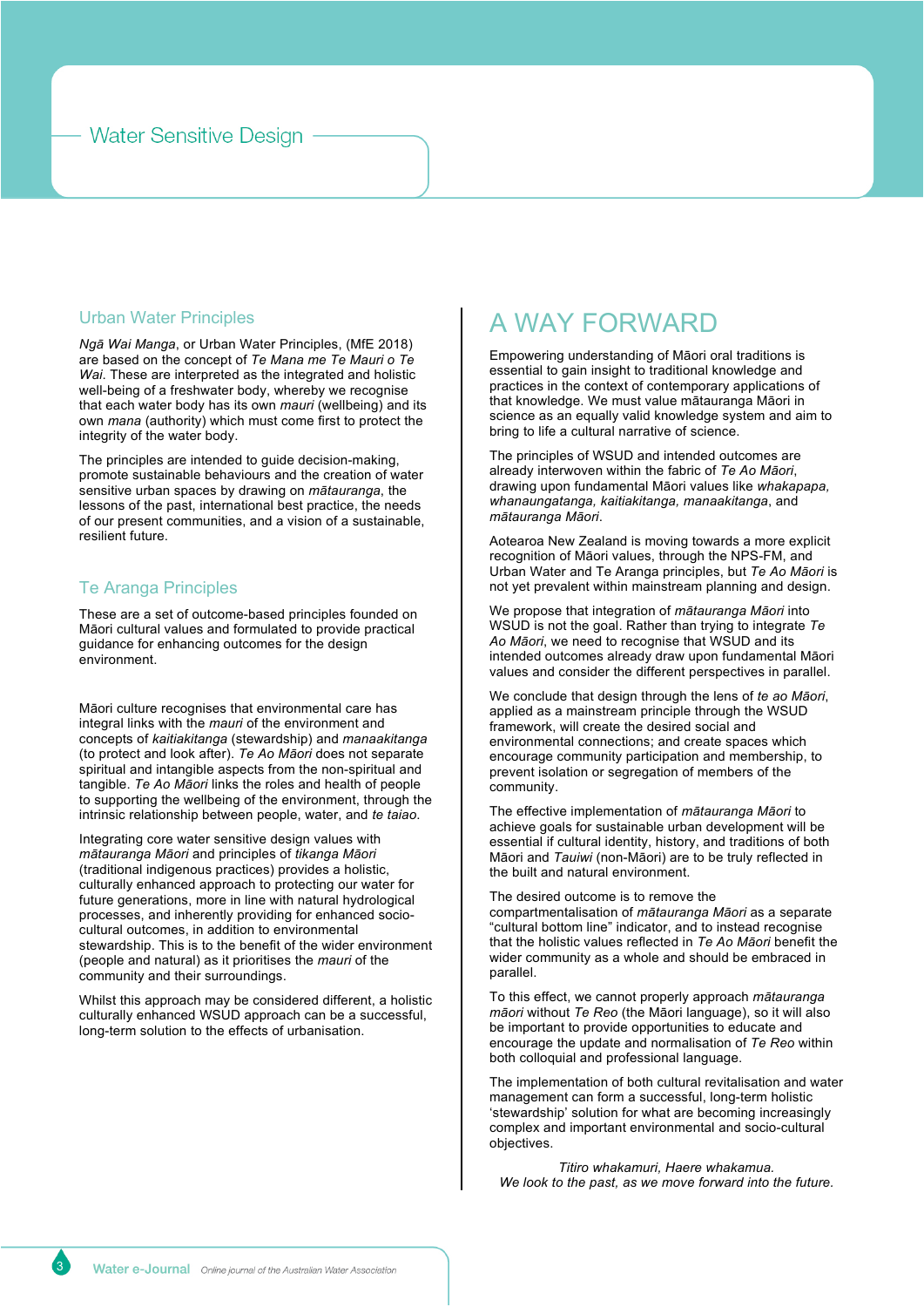## Urban Water Principles

*Ngā Wai Manga*, or Urban Water Principles, (MfE 2018) are based on the concept of *Te Mana me Te Mauri o Te Wai*. These are interpreted as the integrated and holistic well-being of a freshwater body, whereby we recognise that each water body has its own *mauri* (wellbeing) and its own *mana* (authority) which must come first to protect the integrity of the water body.

The principles are intended to guide decision-making, promote sustainable behaviours and the creation of water sensitive urban spaces by drawing on *mātauranga*, the lessons of the past, international best practice, the needs of our present communities, and a vision of a sustainable, resilient future.

## Te Aranga Principles

These are a set of outcome-based principles founded on Māori cultural values and formulated to provide practical guidance for enhancing outcomes for the design environment.

Māori culture recognises that environmental care has integral links with the *mauri* of the environment and concepts of *kaitiakitanga* (stewardship) and *manaakitanga* (to protect and look after). *Te Ao Māori* does not separate spiritual and intangible aspects from the non-spiritual and tangible. *Te Ao Māori* links the roles and health of people to supporting the wellbeing of the environment, through the intrinsic relationship between people, water, and *te taiao*.

Integrating core water sensitive design values with *mātauranga Māori* and principles of *tikanga Māori* (traditional indigenous practices) provides a holistic, culturally enhanced approach to protecting our water for future generations, more in line with natural hydrological processes, and inherently providing for enhanced socio-cultural outcomes, in addition to environmental stewardship. This is to the benefit of the wider environment (people and natural) as it prioritises the *mauri* of the community and their surroundings.

Whilst this approach may be considered different, a holistic culturally enhanced WSUD approach can be a successful, long-term solution to the effects of urbanisation.

# A WAY FORWARD

Empowering understanding of Māori oral traditions is essential to gain insight to traditional knowledge and practices in the context of contemporary applications of that knowledge. We must value mātauranga Māori in science as an equally valid knowledge system and aim to bring to life a cultural narrative of science.

The principles of WSUD and intended outcomes are already interwoven within the fabric of *Te Ao Māori*, drawing upon fundamental Māori values like *whakapapa, whanaungatanga, kaitiakitanga, manaakitanga*, and *mātauranga Māori*.

Aotearoa New Zealand is moving towards a more explicit recognition of Māori values, through the NPS-FM, and Urban Water and Te Aranga principles, but *Te Ao Māori* is not yet prevalent within mainstream planning and design.

We propose that integration of *mātauranga Māori* into WSUD is not the goal. Rather than trying to integrate *Te Ao Māori*, we need to recognise that WSUD and its intended outcomes already draw upon fundamental Māori values and consider the different perspectives in parallel.

We conclude that design through the lens of *te ao Māori*, applied as a mainstream principle through the WSUD framework, will create the desired social and environmental connections; and create spaces which encourage community participation and membership, to prevent isolation or segregation of members of the community.

The effective implementation of *mātauranga Māori* to achieve goals for sustainable urban development will be essential if cultural identity, history, and traditions of both Māori and *Tauiwi* (non-Māori) are to be truly reflected in the built and natural environment.

The desired outcome is to remove the compartmentalisation of *mātauranga Māori* as a separate "cultural bottom line" indicator, and to instead recognise that the holistic values reflected in *Te Ao Māori* benefit the wider community as a whole and should be embraced in parallel.

To this effect, we cannot properly approach *mātauranga māori* without *Te Reo* (the Māori language), so it will also be important to provide opportunities to educate and encourage the update and normalisation of *Te Reo* within both colloquial and professional language.

The implementation of both cultural revitalisation and water management can form a successful, long-term holistic 'stewardship' solution for what are becoming increasingly complex and important environmental and socio-cultural objectives.

*Titiro whakamuri, Haere whakamua.*
*We look to the past, as we move forward into the future.*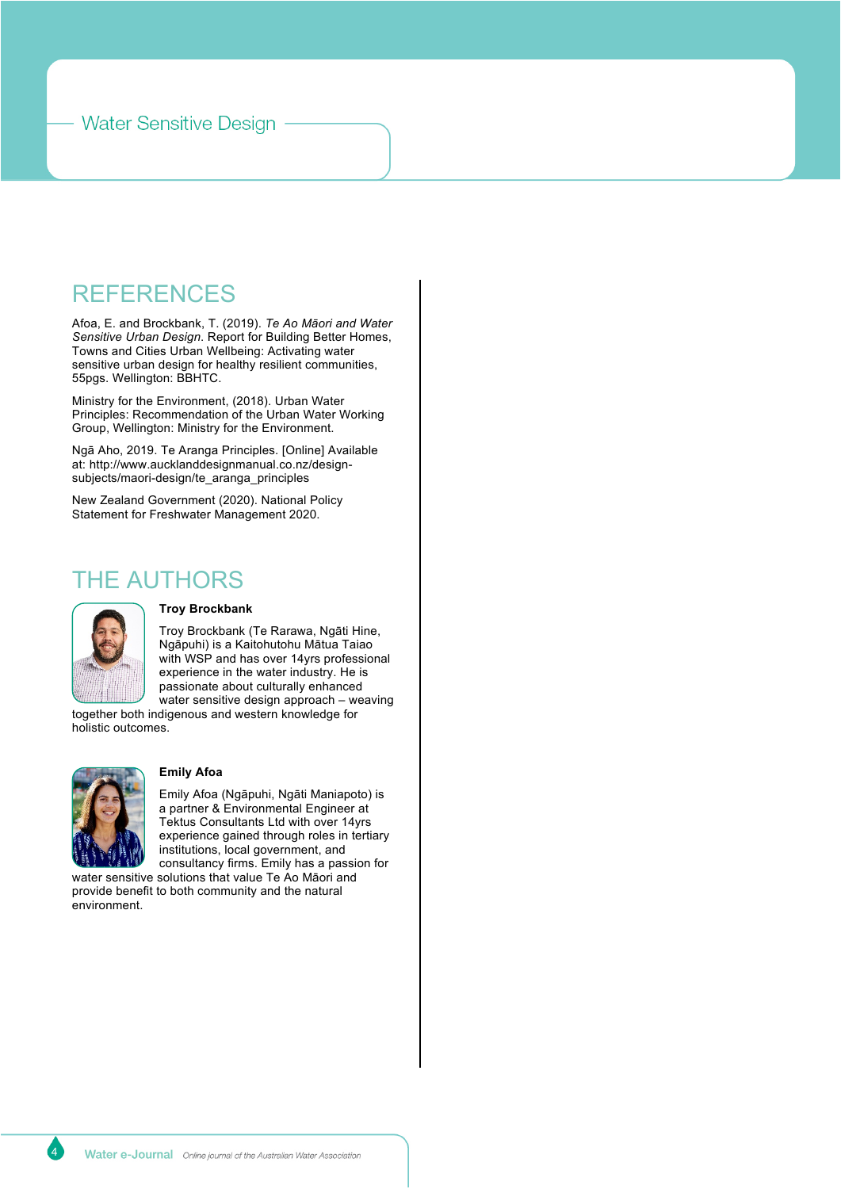## REFERENCES

Afoa, E. and Brockbank, T. (2019). *Te Ao Māori and Water Sensitive Urban Design*. Report for Building Better Homes, Towns and Cities Urban Wellbeing: Activating water sensitive urban design for healthy resilient communities, 55pgs. Wellington: BBHTC.

Ministry for the Environment, (2018). Urban Water Principles: Recommendation of the Urban Water Working Group, Wellington: Ministry for the Environment.

Ngā Aho, 2019. Te Aranga Principles. [Online] Available at: http://www.aucklanddesignmanual.co.nz/design-subjects/maori-design/te_aranga_principles

New Zealand Government (2020). National Policy Statement for Freshwater Management 2020.

## THE AUTHORS

**Troy Brockbank**

Troy Brockbank (Te Rarawa, Ngāti Hine, Ngāpuhi) is a Kaitohutohu Mātua Taiao with WSP and has over 14yrs professional experience in the water industry. He is passionate about culturally enhanced water sensitive design approach – weaving together both indigenous and western knowledge for holistic outcomes.

**Emily Afoa**

Emily Afoa (Ngāpuhi, Ngāti Maniapoto) is a partner & Environmental Engineer at Tektus Consultants Ltd with over 14yrs experience gained through roles in tertiary institutions, local government, and consultancy firms. Emily has a passion for water sensitive solutions that value Te Ao Māori and provide benefit to both community and the natural environment.